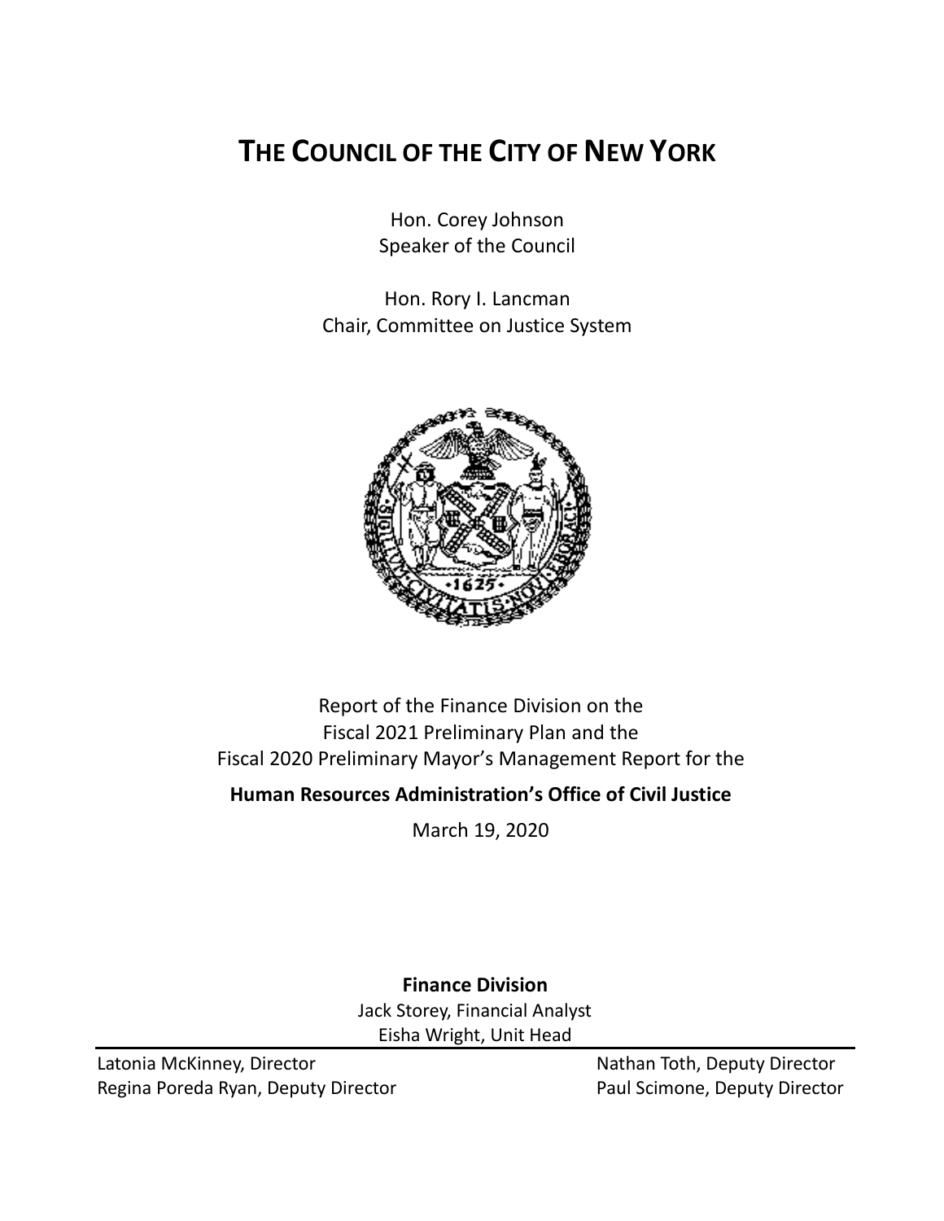# THE COUNCIL OF THE CITY OF NEW YORK

Hon. Corey Johnson
Speaker of the Council

Hon. Rory I. Lancman
Chair, Committee on Justice System

Report of the Finance Division on the
Fiscal 2021 Preliminary Plan and the
Fiscal 2020 Preliminary Mayor's Management Report for the

**Human Resources Administration's Office of Civil Justice**

March 19, 2020

**Finance Division**

Jack Storey, Financial Analyst
Eisha Wright, Unit Head

Latonia McKinney, Director
Regina Poreda Ryan, Deputy Director
Nathan Toth, Deputy Director
Paul Scimone, Deputy Director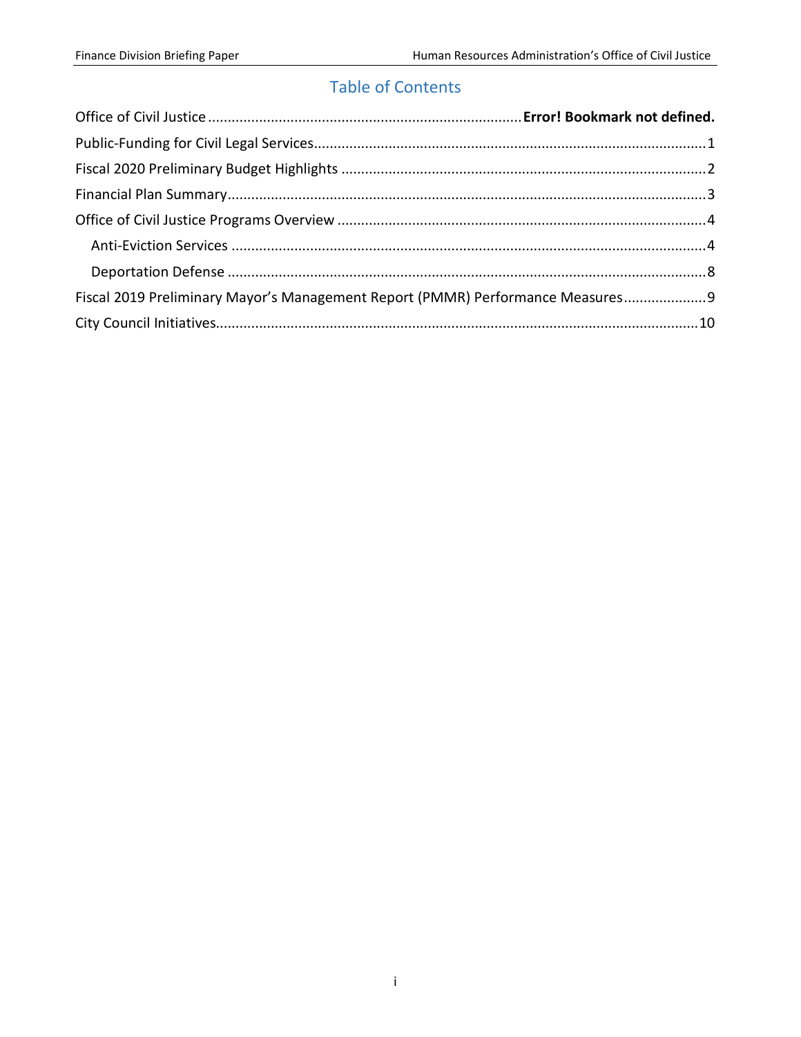## Table of Contents

Office of Civil Justice ....... **Error! Bookmark not defined.**

Public-Funding for Civil Legal Services ....... 1

Fiscal 2020 Preliminary Budget Highlights ....... 2

Financial Plan Summary ....... 3

Office of Civil Justice Programs Overview ....... 4

- Anti-Eviction Services ....... 4
- Deportation Defense ....... 8

Fiscal 2019 Preliminary Mayor's Management Report (PMMR) Performance Measures ....... 9

City Council Initiatives ....... 10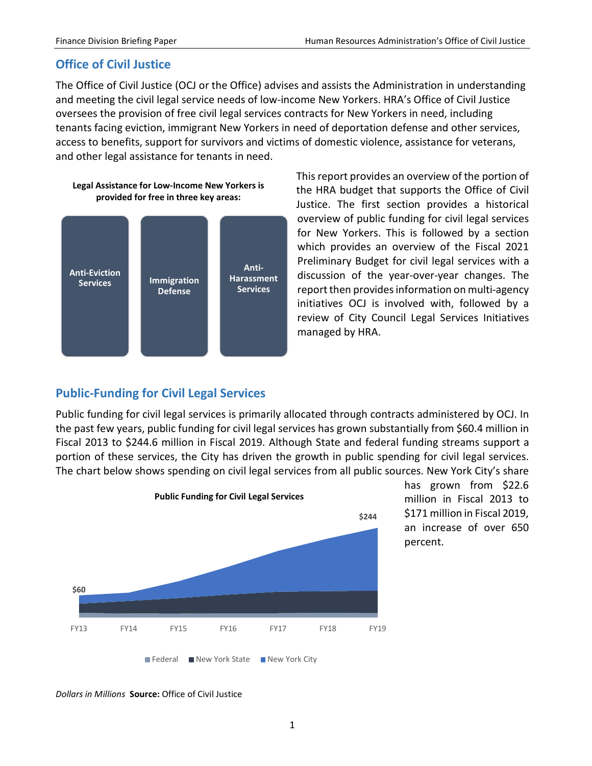## Office of Civil Justice

The Office of Civil Justice (OCJ or the Office) advises and assists the Administration in understanding and meeting the civil legal service needs of low-income New Yorkers. HRA's Office of Civil Justice oversees the provision of free civil legal services contracts for New Yorkers in need, including tenants facing eviction, immigrant New Yorkers in need of deportation defense and other services, access to benefits, support for survivors and victims of domestic violence, assistance for veterans, and other legal assistance for tenants in need.

**Legal Assistance for Low-Income New Yorkers is provided for free in three key areas:**

- Anti-Eviction Services
- Immigration Defense
- Anti-Harassment Services

This report provides an overview of the portion of the HRA budget that supports the Office of Civil Justice. The first section provides a historical overview of public funding for civil legal services for New Yorkers. This is followed by a section which provides an overview of the Fiscal 2021 Preliminary Budget for civil legal services with a discussion of the year-over-year changes. The report then provides information on multi-agency initiatives OCJ is involved with, followed by a review of City Council Legal Services Initiatives managed by HRA.

## Public-Funding for Civil Legal Services

Public funding for civil legal services is primarily allocated through contracts administered by OCJ. In the past few years, public funding for civil legal services has grown substantially from $60.4 million in Fiscal 2013 to $244.6 million in Fiscal 2019. Although State and federal funding streams support a portion of these services, the City has driven the growth in public spending for civil legal services. The chart below shows spending on civil legal services from all public sources. New York City's share has grown from $22.6 million in Fiscal 2013 to $171 million in Fiscal 2019, an increase of over 650 percent.

**Public Funding for Civil Legal Services**

(Chart: FY13 $60 to FY19 $244; series: Federal, New York State, New York City)

*Dollars in Millions* **Source:** Office of Civil Justice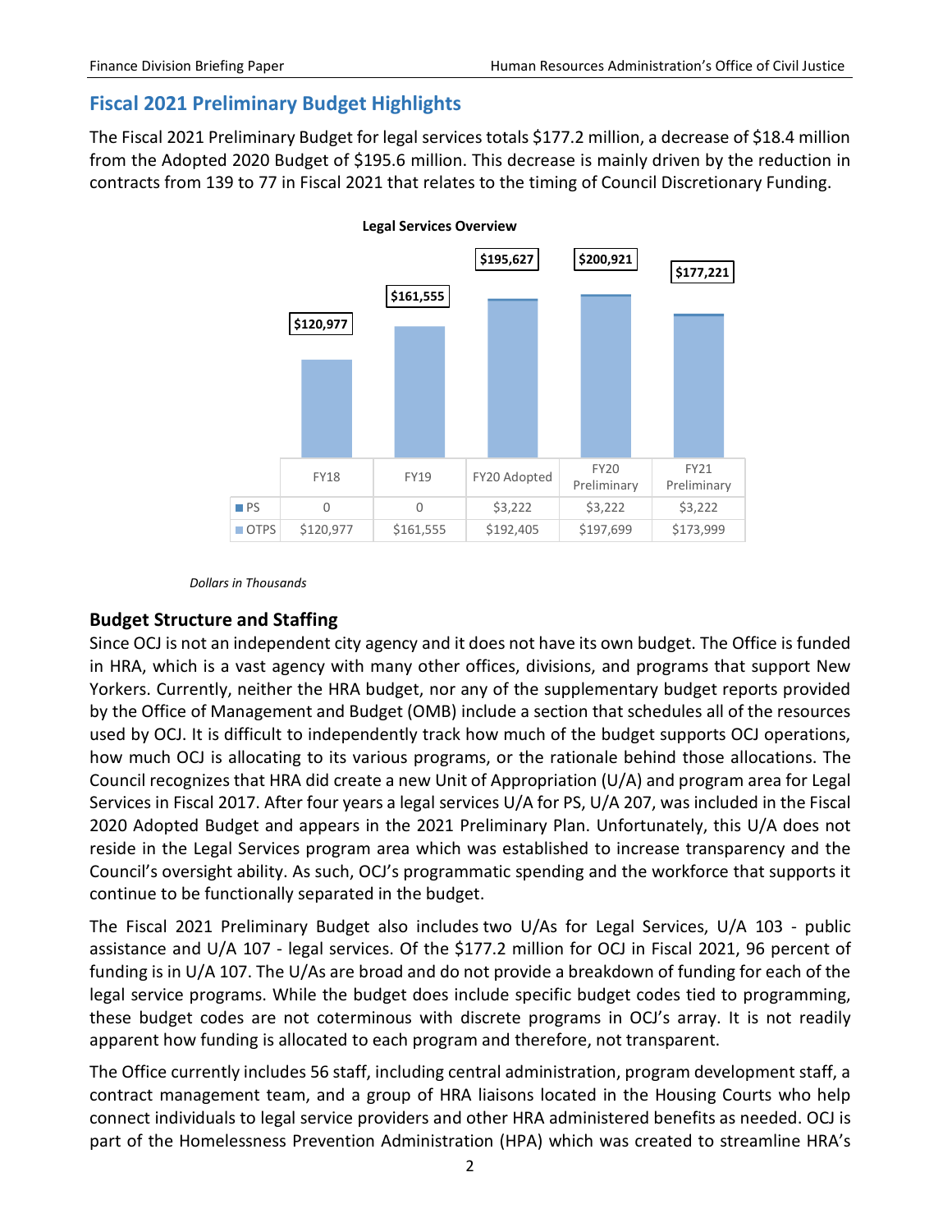## Fiscal 2021 Preliminary Budget Highlights

The Fiscal 2021 Preliminary Budget for legal services totals $177.2 million, a decrease of $18.4 million from the Adopted 2020 Budget of $195.6 million. This decrease is mainly driven by the reduction in contracts from 139 to 77 in Fiscal 2021 that relates to the timing of Council Discretionary Funding.

**Legal Services Overview**

| | FY18 | FY19 | FY20 Adopted | FY20 Preliminary | FY21 Preliminary |
|---|---|---|---|---|---|
| PS | 0 | 0 | $3,222 | $3,222 | $3,222 |
| OTPS | $120,977 | $161,555 | $192,405 | $197,699 | $173,999 |
| Total | $120,977 | $161,555 | $195,627 | $200,921 | $177,221 |

*Dollars in Thousands*

### Budget Structure and Staffing

Since OCJ is not an independent city agency and it does not have its own budget. The Office is funded in HRA, which is a vast agency with many other offices, divisions, and programs that support New Yorkers. Currently, neither the HRA budget, nor any of the supplementary budget reports provided by the Office of Management and Budget (OMB) include a section that schedules all of the resources used by OCJ. It is difficult to independently track how much of the budget supports OCJ operations, how much OCJ is allocating to its various programs, or the rationale behind those allocations. The Council recognizes that HRA did create a new Unit of Appropriation (U/A) and program area for Legal Services in Fiscal 2017. After four years a legal services U/A for PS, U/A 207, was included in the Fiscal 2020 Adopted Budget and appears in the 2021 Preliminary Plan. Unfortunately, this U/A does not reside in the Legal Services program area which was established to increase transparency and the Council's oversight ability. As such, OCJ's programmatic spending and the workforce that supports it continue to be functionally separated in the budget.

The Fiscal 2021 Preliminary Budget also includes two U/As for Legal Services, U/A 103 - public assistance and U/A 107 - legal services. Of the $177.2 million for OCJ in Fiscal 2021, 96 percent of funding is in U/A 107. The U/As are broad and do not provide a breakdown of funding for each of the legal service programs. While the budget does include specific budget codes tied to programming, these budget codes are not coterminous with discrete programs in OCJ's array. It is not readily apparent how funding is allocated to each program and therefore, not transparent.

The Office currently includes 56 staff, including central administration, program development staff, a contract management team, and a group of HRA liaisons located in the Housing Courts who help connect individuals to legal service providers and other HRA administered benefits as needed. OCJ is part of the Homelessness Prevention Administration (HPA) which was created to streamline HRA's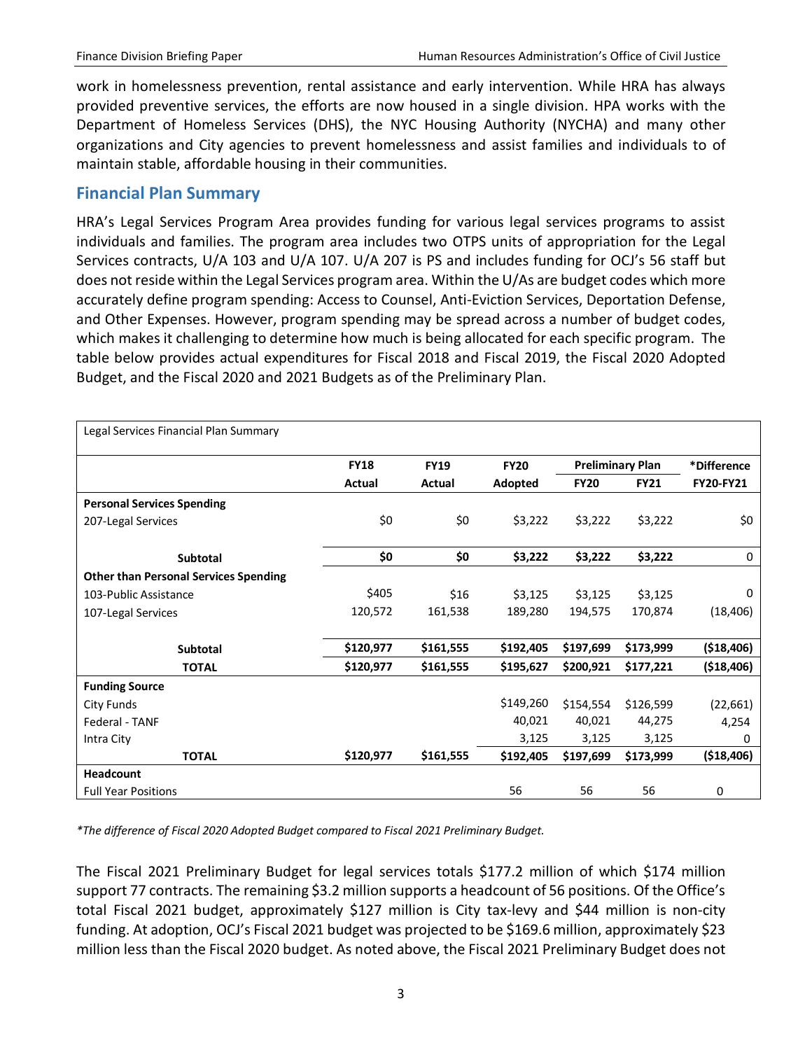work in homelessness prevention, rental assistance and early intervention. While HRA has always provided preventive services, the efforts are now housed in a single division. HPA works with the Department of Homeless Services (DHS), the NYC Housing Authority (NYCHA) and many other organizations and City agencies to prevent homelessness and assist families and individuals to of maintain stable, affordable housing in their communities.

## Financial Plan Summary

HRA's Legal Services Program Area provides funding for various legal services programs to assist individuals and families. The program area includes two OTPS units of appropriation for the Legal Services contracts, U/A 103 and U/A 107. U/A 207 is PS and includes funding for OCJ's 56 staff but does not reside within the Legal Services program area. Within the U/As are budget codes which more accurately define program spending: Access to Counsel, Anti-Eviction Services, Deportation Defense, and Other Expenses. However, program spending may be spread across a number of budget codes, which makes it challenging to determine how much is being allocated for each specific program. The table below provides actual expenditures for Fiscal 2018 and Fiscal 2019, the Fiscal 2020 Adopted Budget, and the Fiscal 2020 and 2021 Budgets as of the Preliminary Plan.

| Legal Services Financial Plan Summary | | | | | | |
|---|---|---|---|---|---|---|
| | **FY18** | **FY19** | **FY20** | **Preliminary Plan** | | ***Difference** |
| | **Actual** | **Actual** | **Adopted** | **FY20** | **FY21** | **FY20-FY21** |
| **Personal Services Spending** | | | | | | |
| 207-Legal Services | $0 | $0 | $3,222 | $3,222 | $3,222 | $0 |
| **Subtotal** | **$0** | **$0** | **$3,222** | **$3,222** | **$3,222** | 0 |
| **Other than Personal Services Spending** | | | | | | |
| 103-Public Assistance | $405 | $16 | $3,125 | $3,125 | $3,125 | 0 |
| 107-Legal Services | 120,572 | 161,538 | 189,280 | 194,575 | 170,874 | (18,406) |
| **Subtotal** | **$120,977** | **$161,555** | **$192,405** | **$197,699** | **$173,999** | **($18,406)** |
| **TOTAL** | **$120,977** | **$161,555** | **$195,627** | **$200,921** | **$177,221** | **($18,406)** |
| **Funding Source** | | | | | | |
| City Funds | | | $149,260 | $154,554 | $126,599 | (22,661) |
| Federal - TANF | | | 40,021 | 40,021 | 44,275 | 4,254 |
| Intra City | | | 3,125 | 3,125 | 3,125 | 0 |
| **TOTAL** | **$120,977** | **$161,555** | **$192,405** | **$197,699** | **$173,999** | **($18,406)** |
| **Headcount** | | | | | | |
| Full Year Positions | | | 56 | 56 | 56 | 0 |

**The difference of Fiscal 2020 Adopted Budget compared to Fiscal 2021 Preliminary Budget.*

The Fiscal 2021 Preliminary Budget for legal services totals $177.2 million of which $174 million support 77 contracts. The remaining $3.2 million supports a headcount of 56 positions. Of the Office's total Fiscal 2021 budget, approximately $127 million is City tax-levy and $44 million is non-city funding. At adoption, OCJ's Fiscal 2021 budget was projected to be $169.6 million, approximately $23 million less than the Fiscal 2020 budget. As noted above, the Fiscal 2021 Preliminary Budget does not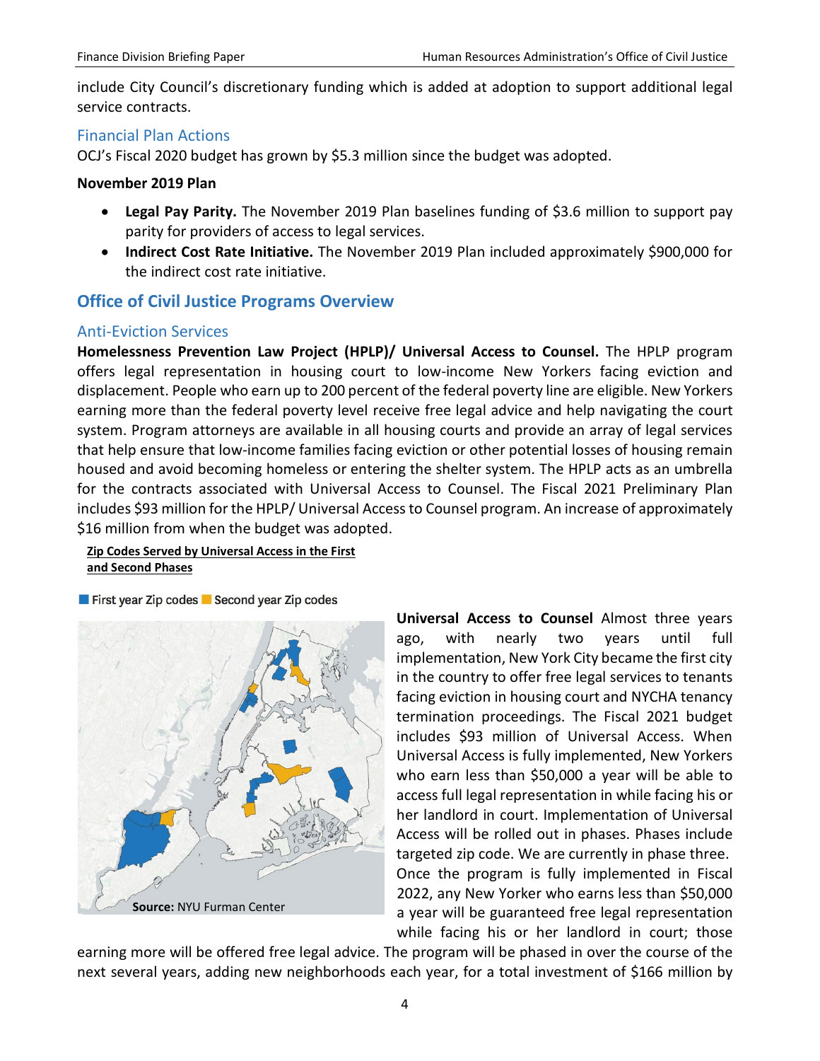include City Council's discretionary funding which is added at adoption to support additional legal service contracts.

### Financial Plan Actions

OCJ's Fiscal 2020 budget has grown by $5.3 million since the budget was adopted.

**November 2019 Plan**

- **Legal Pay Parity.** The November 2019 Plan baselines funding of $3.6 million to support pay parity for providers of access to legal services.
- **Indirect Cost Rate Initiative.** The November 2019 Plan included approximately $900,000 for the indirect cost rate initiative.

## Office of Civil Justice Programs Overview

### Anti-Eviction Services

**Homelessness Prevention Law Project (HPLP)/ Universal Access to Counsel.** The HPLP program offers legal representation in housing court to low-income New Yorkers facing eviction and displacement. People who earn up to 200 percent of the federal poverty line are eligible. New Yorkers earning more than the federal poverty level receive free legal advice and help navigating the court system. Program attorneys are available in all housing courts and provide an array of legal services that help ensure that low-income families facing eviction or other potential losses of housing remain housed and avoid becoming homeless or entering the shelter system. The HPLP acts as an umbrella for the contracts associated with Universal Access to Counsel. The Fiscal 2021 Preliminary Plan includes $93 million for the HPLP/ Universal Access to Counsel program. An increase of approximately $16 million from when the budget was adopted.

**Zip Codes Served by Universal Access in the First and Second Phases**

First year Zip codes | Second year Zip codes

**Source:** NYU Furman Center

**Universal Access to Counsel** Almost three years ago, with nearly two years until full implementation, New York City became the first city in the country to offer free legal services to tenants facing eviction in housing court and NYCHA tenancy termination proceedings. The Fiscal 2021 budget includes $93 million of Universal Access. When Universal Access is fully implemented, New Yorkers who earn less than $50,000 a year will be able to access full legal representation in while facing his or her landlord in court. Implementation of Universal Access will be rolled out in phases. Phases include targeted zip code. We are currently in phase three. Once the program is fully implemented in Fiscal 2022, any New Yorker who earns less than $50,000 a year will be guaranteed free legal representation while facing his or her landlord in court; those earning more will be offered free legal advice. The program will be phased in over the course of the next several years, adding new neighborhoods each year, for a total investment of $166 million by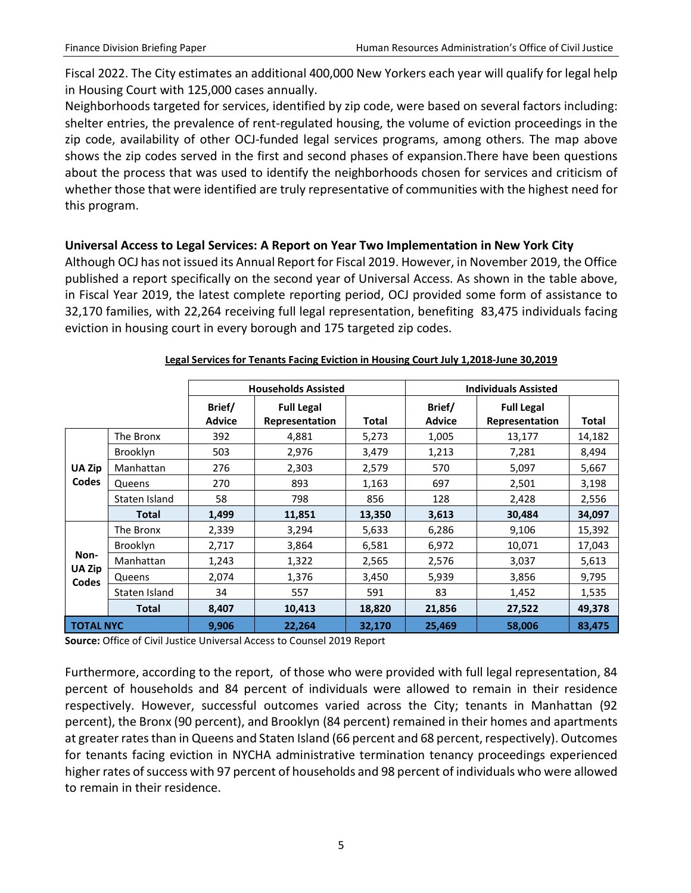Fiscal 2022. The City estimates an additional 400,000 New Yorkers each year will qualify for legal help in Housing Court with 125,000 cases annually.

Neighborhoods targeted for services, identified by zip code, were based on several factors including: shelter entries, the prevalence of rent-regulated housing, the volume of eviction proceedings in the zip code, availability of other OCJ-funded legal services programs, among others. The map above shows the zip codes served in the first and second phases of expansion.There have been questions about the process that was used to identify the neighborhoods chosen for services and criticism of whether those that were identified are truly representative of communities with the highest need for this program.

### Universal Access to Legal Services: A Report on Year Two Implementation in New York City

Although OCJ has not issued its Annual Report for Fiscal 2019. However, in November 2019, the Office published a report specifically on the second year of Universal Access. As shown in the table above, in Fiscal Year 2019, the latest complete reporting period, OCJ provided some form of assistance to 32,170 families, with 22,264 receiving full legal representation, benefiting 83,475 individuals facing eviction in housing court in every borough and 175 targeted zip codes.

**Legal Services for Tenants Facing Eviction in Housing Court July 1,2018-June 30,2019**

| | | Households Assisted | | | Individuals Assisted | | |
|---|---|---|---|---|---|---|---|
| | | Brief/ Advice | Full Legal Representation | Total | Brief/ Advice | Full Legal Representation | Total |
| UA Zip Codes | The Bronx | 392 | 4,881 | 5,273 | 1,005 | 13,177 | 14,182 |
| | Brooklyn | 503 | 2,976 | 3,479 | 1,213 | 7,281 | 8,494 |
| | Manhattan | 276 | 2,303 | 2,579 | 570 | 5,097 | 5,667 |
| | Queens | 270 | 893 | 1,163 | 697 | 2,501 | 3,198 |
| | Staten Island | 58 | 798 | 856 | 128 | 2,428 | 2,556 |
| | **Total** | **1,499** | **11,851** | **13,350** | **3,613** | **30,484** | **34,097** |
| Non-UA Zip Codes | The Bronx | 2,339 | 3,294 | 5,633 | 6,286 | 9,106 | 15,392 |
| | Brooklyn | 2,717 | 3,864 | 6,581 | 6,972 | 10,071 | 17,043 |
| | Manhattan | 1,243 | 1,322 | 2,565 | 2,576 | 3,037 | 5,613 |
| | Queens | 2,074 | 1,376 | 3,450 | 5,939 | 3,856 | 9,795 |
| | Staten Island | 34 | 557 | 591 | 83 | 1,452 | 1,535 |
| | **Total** | **8,407** | **10,413** | **18,820** | **21,856** | **27,522** | **49,378** |
| **TOTAL NYC** | | **9,906** | **22,264** | **32,170** | **25,469** | **58,006** | **83,475** |

**Source:** Office of Civil Justice Universal Access to Counsel 2019 Report

Furthermore, according to the report, of those who were provided with full legal representation, 84 percent of households and 84 percent of individuals were allowed to remain in their residence respectively. However, successful outcomes varied across the City; tenants in Manhattan (92 percent), the Bronx (90 percent), and Brooklyn (84 percent) remained in their homes and apartments at greater rates than in Queens and Staten Island (66 percent and 68 percent, respectively). Outcomes for tenants facing eviction in NYCHA administrative termination tenancy proceedings experienced higher rates of success with 97 percent of households and 98 percent of individuals who were allowed to remain in their residence.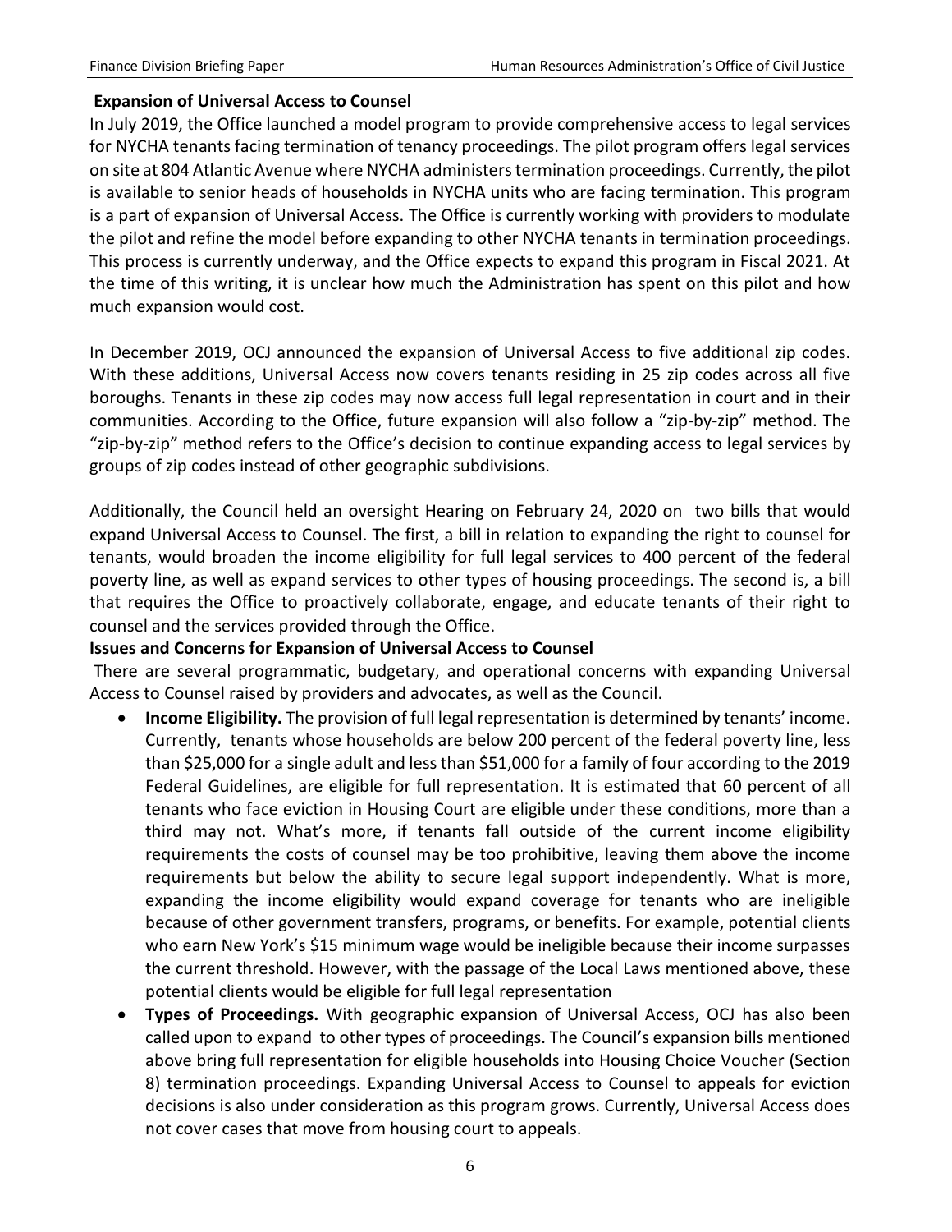**Expansion of Universal Access to Counsel**

In July 2019, the Office launched a model program to provide comprehensive access to legal services for NYCHA tenants facing termination of tenancy proceedings. The pilot program offers legal services on site at 804 Atlantic Avenue where NYCHA administers termination proceedings. Currently, the pilot is available to senior heads of households in NYCHA units who are facing termination. This program is a part of expansion of Universal Access. The Office is currently working with providers to modulate the pilot and refine the model before expanding to other NYCHA tenants in termination proceedings. This process is currently underway, and the Office expects to expand this program in Fiscal 2021. At the time of this writing, it is unclear how much the Administration has spent on this pilot and how much expansion would cost.

In December 2019, OCJ announced the expansion of Universal Access to five additional zip codes. With these additions, Universal Access now covers tenants residing in 25 zip codes across all five boroughs. Tenants in these zip codes may now access full legal representation in court and in their communities. According to the Office, future expansion will also follow a "zip-by-zip" method. The "zip-by-zip" method refers to the Office's decision to continue expanding access to legal services by groups of zip codes instead of other geographic subdivisions.

Additionally, the Council held an oversight Hearing on February 24, 2020 on two bills that would expand Universal Access to Counsel. The first, a bill in relation to expanding the right to counsel for tenants, would broaden the income eligibility for full legal services to 400 percent of the federal poverty line, as well as expand services to other types of housing proceedings. The second is, a bill that requires the Office to proactively collaborate, engage, and educate tenants of their right to counsel and the services provided through the Office.

**Issues and Concerns for Expansion of Universal Access to Counsel**

There are several programmatic, budgetary, and operational concerns with expanding Universal Access to Counsel raised by providers and advocates, as well as the Council.

- **Income Eligibility.** The provision of full legal representation is determined by tenants' income. Currently, tenants whose households are below 200 percent of the federal poverty line, less than $25,000 for a single adult and less than $51,000 for a family of four according to the 2019 Federal Guidelines, are eligible for full representation. It is estimated that 60 percent of all tenants who face eviction in Housing Court are eligible under these conditions, more than a third may not. What's more, if tenants fall outside of the current income eligibility requirements the costs of counsel may be too prohibitive, leaving them above the income requirements but below the ability to secure legal support independently. What is more, expanding the income eligibility would expand coverage for tenants who are ineligible because of other government transfers, programs, or benefits. For example, potential clients who earn New York's $15 minimum wage would be ineligible because their income surpasses the current threshold. However, with the passage of the Local Laws mentioned above, these potential clients would be eligible for full legal representation
- **Types of Proceedings.** With geographic expansion of Universal Access, OCJ has also been called upon to expand to other types of proceedings. The Council's expansion bills mentioned above bring full representation for eligible households into Housing Choice Voucher (Section 8) termination proceedings. Expanding Universal Access to Counsel to appeals for eviction decisions is also under consideration as this program grows. Currently, Universal Access does not cover cases that move from housing court to appeals.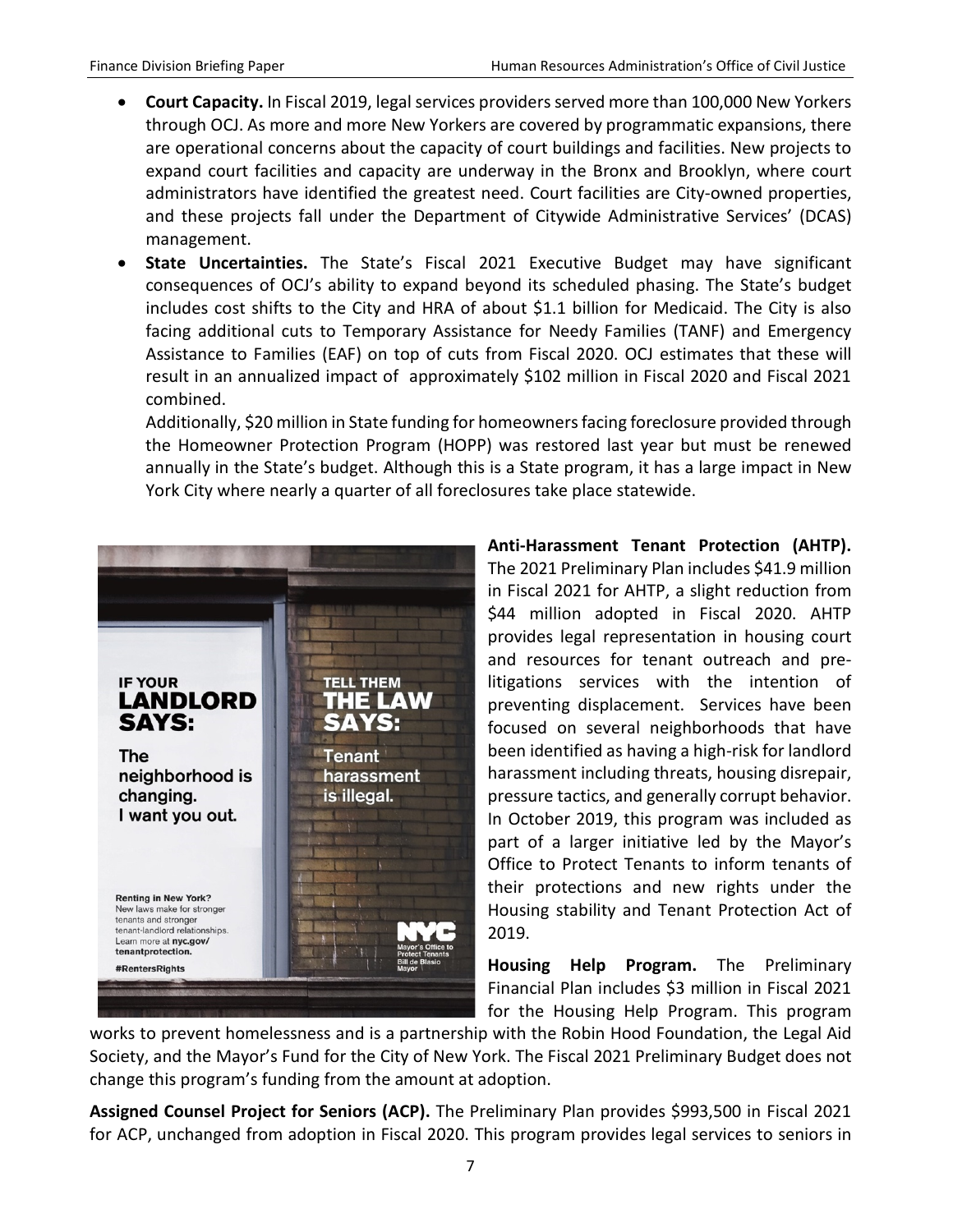- **Court Capacity.** In Fiscal 2019, legal services providers served more than 100,000 New Yorkers through OCJ. As more and more New Yorkers are covered by programmatic expansions, there are operational concerns about the capacity of court buildings and facilities. New projects to expand court facilities and capacity are underway in the Bronx and Brooklyn, where court administrators have identified the greatest need. Court facilities are City-owned properties, and these projects fall under the Department of Citywide Administrative Services' (DCAS) management.
- **State Uncertainties.** The State's Fiscal 2021 Executive Budget may have significant consequences of OCJ's ability to expand beyond its scheduled phasing. The State's budget includes cost shifts to the City and HRA of about $1.1 billion for Medicaid. The City is also facing additional cuts to Temporary Assistance for Needy Families (TANF) and Emergency Assistance to Families (EAF) on top of cuts from Fiscal 2020. OCJ estimates that these will result in an annualized impact of approximately $102 million in Fiscal 2020 and Fiscal 2021 combined.

  Additionally, $20 million in State funding for homeowners facing foreclosure provided through the Homeowner Protection Program (HOPP) was restored last year but must be renewed annually in the State's budget. Although this is a State program, it has a large impact in New York City where nearly a quarter of all foreclosures take place statewide.

**Anti-Harassment Tenant Protection (AHTP).** The 2021 Preliminary Plan includes $41.9 million in Fiscal 2021 for AHTP, a slight reduction from $44 million adopted in Fiscal 2020. AHTP provides legal representation in housing court and resources for tenant outreach and pre-litigations services with the intention of preventing displacement. Services have been focused on several neighborhoods that have been identified as having a high-risk for landlord harassment including threats, housing disrepair, pressure tactics, and generally corrupt behavior. In October 2019, this program was included as part of a larger initiative led by the Mayor's Office to Protect Tenants to inform tenants of their protections and new rights under the Housing stability and Tenant Protection Act of 2019.

**Housing Help Program.** The Preliminary Financial Plan includes $3 million in Fiscal 2021 for the Housing Help Program. This program works to prevent homelessness and is a partnership with the Robin Hood Foundation, the Legal Aid Society, and the Mayor's Fund for the City of New York. The Fiscal 2021 Preliminary Budget does not change this program's funding from the amount at adoption.

**Assigned Counsel Project for Seniors (ACP).** The Preliminary Plan provides $993,500 in Fiscal 2021 for ACP, unchanged from adoption in Fiscal 2020. This program provides legal services to seniors in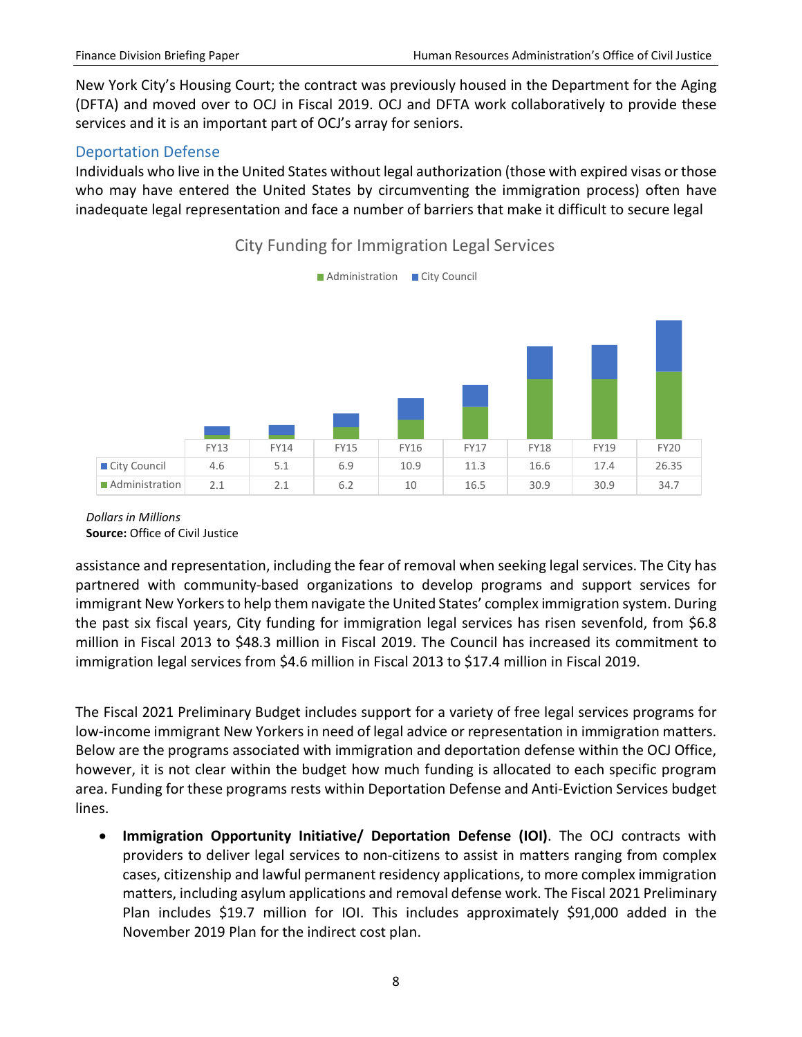New York City's Housing Court; the contract was previously housed in the Department for the Aging (DFTA) and moved over to OCJ in Fiscal 2019. OCJ and DFTA work collaboratively to provide these services and it is an important part of OCJ's array for seniors.

### Deportation Defense

Individuals who live in the United States without legal authorization (those with expired visas or those who may have entered the United States by circumventing the immigration process) often have inadequate legal representation and face a number of barriers that make it difficult to secure legal assistance and representation, including the fear of removal when seeking legal services. The City has partnered with community-based organizations to develop programs and support services for immigrant New Yorkers to help them navigate the United States' complex immigration system. During the past six fiscal years, City funding for immigration legal services has risen sevenfold, from $6.8 million in Fiscal 2013 to $48.3 million in Fiscal 2019. The Council has increased its commitment to immigration legal services from $4.6 million in Fiscal 2013 to $17.4 million in Fiscal 2019.

**City Funding for Immigration Legal Services**

| | FY13 | FY14 | FY15 | FY16 | FY17 | FY18 | FY19 | FY20 |
|---|---|---|---|---|---|---|---|---|
| City Council | 4.6 | 5.1 | 6.9 | 10.9 | 11.3 | 16.6 | 17.4 | 26.35 |
| Administration | 2.1 | 2.1 | 6.2 | 10 | 16.5 | 30.9 | 30.9 | 34.7 |

*Dollars in Millions*
**Source:** Office of Civil Justice

The Fiscal 2021 Preliminary Budget includes support for a variety of free legal services programs for low-income immigrant New Yorkers in need of legal advice or representation in immigration matters. Below are the programs associated with immigration and deportation defense within the OCJ Office, however, it is not clear within the budget how much funding is allocated to each specific program area. Funding for these programs rests within Deportation Defense and Anti-Eviction Services budget lines.

- **Immigration Opportunity Initiative/ Deportation Defense (IOI)**. The OCJ contracts with providers to deliver legal services to non-citizens to assist in matters ranging from complex cases, citizenship and lawful permanent residency applications, to more complex immigration matters, including asylum applications and removal defense work. The Fiscal 2021 Preliminary Plan includes $19.7 million for IOI. This includes approximately $91,000 added in the November 2019 Plan for the indirect cost plan.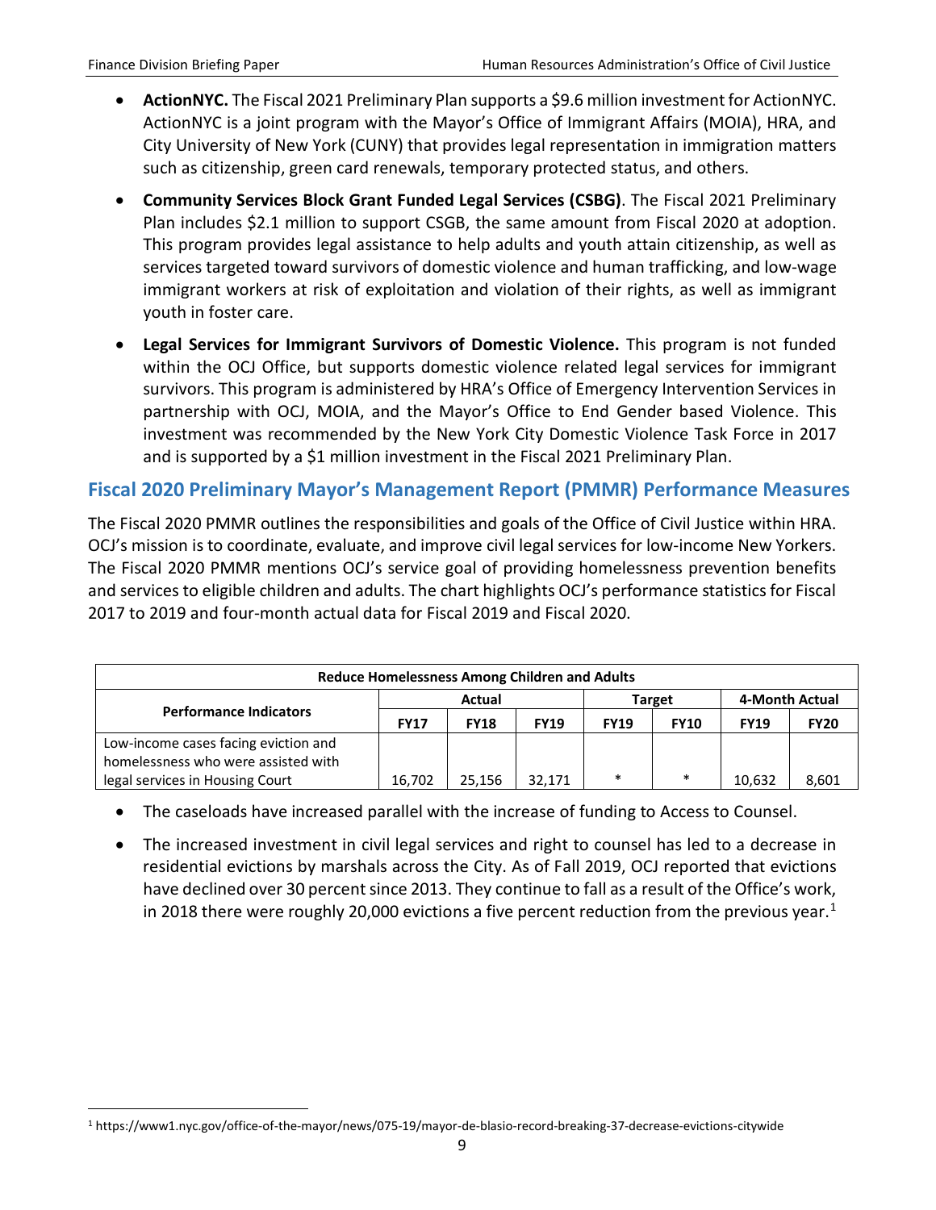- **ActionNYC.** The Fiscal 2021 Preliminary Plan supports a $9.6 million investment for ActionNYC. ActionNYC is a joint program with the Mayor's Office of Immigrant Affairs (MOIA), HRA, and City University of New York (CUNY) that provides legal representation in immigration matters such as citizenship, green card renewals, temporary protected status, and others.
- **Community Services Block Grant Funded Legal Services (CSBG)**. The Fiscal 2021 Preliminary Plan includes $2.1 million to support CSGB, the same amount from Fiscal 2020 at adoption. This program provides legal assistance to help adults and youth attain citizenship, as well as services targeted toward survivors of domestic violence and human trafficking, and low-wage immigrant workers at risk of exploitation and violation of their rights, as well as immigrant youth in foster care.
- **Legal Services for Immigrant Survivors of Domestic Violence.** This program is not funded within the OCJ Office, but supports domestic violence related legal services for immigrant survivors. This program is administered by HRA's Office of Emergency Intervention Services in partnership with OCJ, MOIA, and the Mayor's Office to End Gender based Violence. This investment was recommended by the New York City Domestic Violence Task Force in 2017 and is supported by a $1 million investment in the Fiscal 2021 Preliminary Plan.

## Fiscal 2020 Preliminary Mayor's Management Report (PMMR) Performance Measures

The Fiscal 2020 PMMR outlines the responsibilities and goals of the Office of Civil Justice within HRA. OCJ's mission is to coordinate, evaluate, and improve civil legal services for low-income New Yorkers. The Fiscal 2020 PMMR mentions OCJ's service goal of providing homelessness prevention benefits and services to eligible children and adults. The chart highlights OCJ's performance statistics for Fiscal 2017 to 2019 and four-month actual data for Fiscal 2019 and Fiscal 2020.

| Reduce Homelessness Among Children and Adults | | | | | | | |
|---|---|---|---|---|---|---|---|
| Performance Indicators | Actual | | | Target | | 4-Month Actual | |
| | FY17 | FY18 | FY19 | FY19 | FY10 | FY19 | FY20 |
| Low-income cases facing eviction and homelessness who were assisted with legal services in Housing Court | 16,702 | 25,156 | 32,171 | * | * | 10,632 | 8,601 |

- The caseloads have increased parallel with the increase of funding to Access to Counsel.
- The increased investment in civil legal services and right to counsel has led to a decrease in residential evictions by marshals across the City. As of Fall 2019, OCJ reported that evictions have declined over 30 percent since 2013. They continue to fall as a result of the Office's work, in 2018 there were roughly 20,000 evictions a five percent reduction from the previous year.[1]

[1] https://www1.nyc.gov/office-of-the-mayor/news/075-19/mayor-de-blasio-record-breaking-37-decrease-evictions-citywide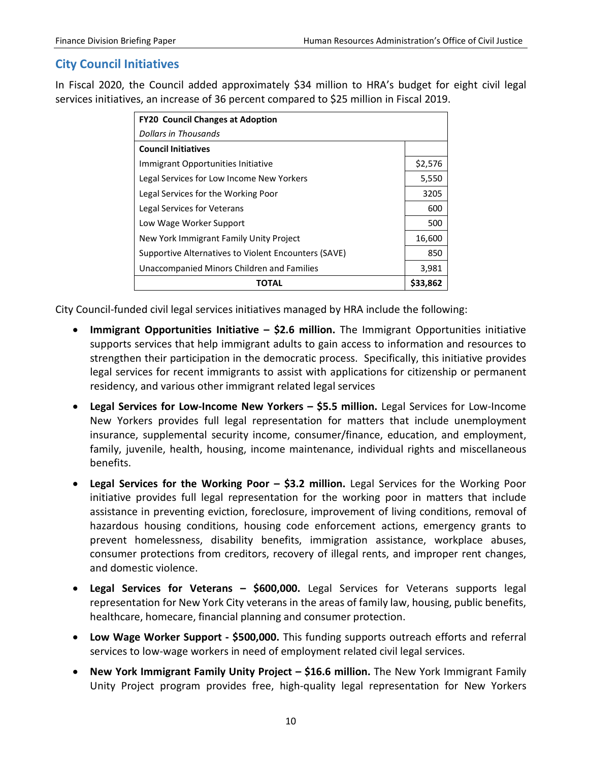## City Council Initiatives

In Fiscal 2020, the Council added approximately $34 million to HRA's budget for eight civil legal services initiatives, an increase of 36 percent compared to $25 million in Fiscal 2019.

| **FY20 Council Changes at Adoption** | |
|---|---|
| *Dollars in Thousands* | |
| **Council Initiatives** | |
| Immigrant Opportunities Initiative | $2,576 |
| Legal Services for Low Income New Yorkers | 5,550 |
| Legal Services for the Working Poor | 3205 |
| Legal Services for Veterans | 600 |
| Low Wage Worker Support | 500 |
| New York Immigrant Family Unity Project | 16,600 |
| Supportive Alternatives to Violent Encounters (SAVE) | 850 |
| Unaccompanied Minors Children and Families | 3,981 |
| **TOTAL** | **$33,862** |

City Council-funded civil legal services initiatives managed by HRA include the following:

- **Immigrant Opportunities Initiative – $2.6 million.** The Immigrant Opportunities initiative supports services that help immigrant adults to gain access to information and resources to strengthen their participation in the democratic process. Specifically, this initiative provides legal services for recent immigrants to assist with applications for citizenship or permanent residency, and various other immigrant related legal services
- **Legal Services for Low-Income New Yorkers – $5.5 million.** Legal Services for Low-Income New Yorkers provides full legal representation for matters that include unemployment insurance, supplemental security income, consumer/finance, education, and employment, family, juvenile, health, housing, income maintenance, individual rights and miscellaneous benefits.
- **Legal Services for the Working Poor – $3.2 million.** Legal Services for the Working Poor initiative provides full legal representation for the working poor in matters that include assistance in preventing eviction, foreclosure, improvement of living conditions, removal of hazardous housing conditions, housing code enforcement actions, emergency grants to prevent homelessness, disability benefits, immigration assistance, workplace abuses, consumer protections from creditors, recovery of illegal rents, and improper rent changes, and domestic violence.
- **Legal Services for Veterans – $600,000.** Legal Services for Veterans supports legal representation for New York City veterans in the areas of family law, housing, public benefits, healthcare, homecare, financial planning and consumer protection.
- **Low Wage Worker Support - $500,000.** This funding supports outreach efforts and referral services to low-wage workers in need of employment related civil legal services.
- **New York Immigrant Family Unity Project – $16.6 million.** The New York Immigrant Family Unity Project program provides free, high-quality legal representation for New Yorkers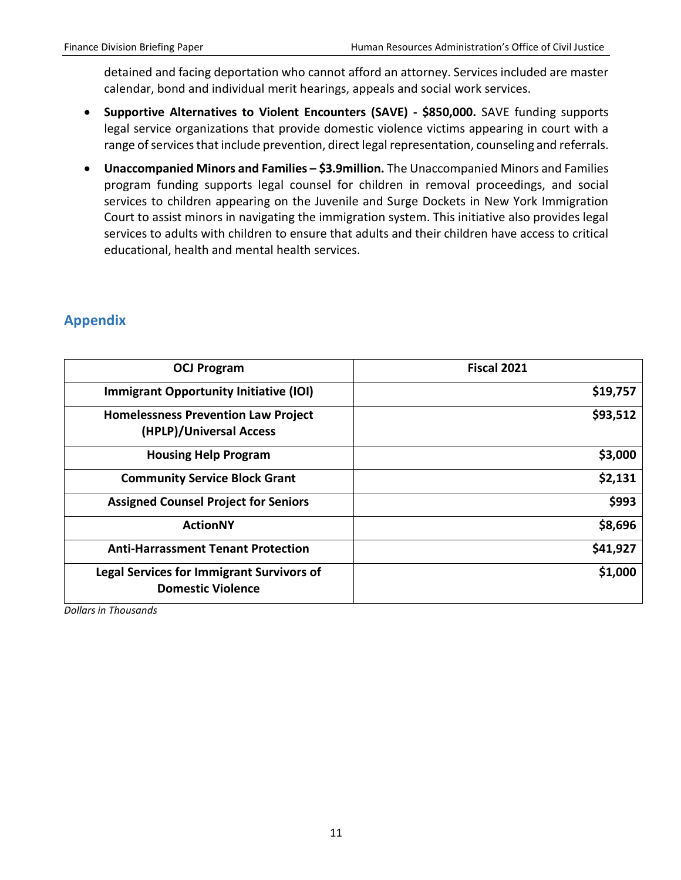detained and facing deportation who cannot afford an attorney. Services included are master calendar, bond and individual merit hearings, appeals and social work services.

- **Supportive Alternatives to Violent Encounters (SAVE) - $850,000.** SAVE funding supports legal service organizations that provide domestic violence victims appearing in court with a range of services that include prevention, direct legal representation, counseling and referrals.
- **Unaccompanied Minors and Families – $3.9million.** The Unaccompanied Minors and Families program funding supports legal counsel for children in removal proceedings, and social services to children appearing on the Juvenile and Surge Dockets in New York Immigration Court to assist minors in navigating the immigration system. This initiative also provides legal services to adults with children to ensure that adults and their children have access to critical educational, health and mental health services.

## Appendix

| OCJ Program | Fiscal 2021 |
|---|---|
| **Immigrant Opportunity Initiative (IOI)** | **$19,757** |
| **Homelessness Prevention Law Project (HPLP)/Universal Access** | **$93,512** |
| **Housing Help Program** | **$3,000** |
| **Community Service Block Grant** | **$2,131** |
| **Assigned Counsel Project for Seniors** | **$993** |
| **ActionNY** | **$8,696** |
| **Anti-Harrassment Tenant Protection** | **$41,927** |
| **Legal Services for Immigrant Survivors of Domestic Violence** | **$1,000** |

*Dollars in Thousands*